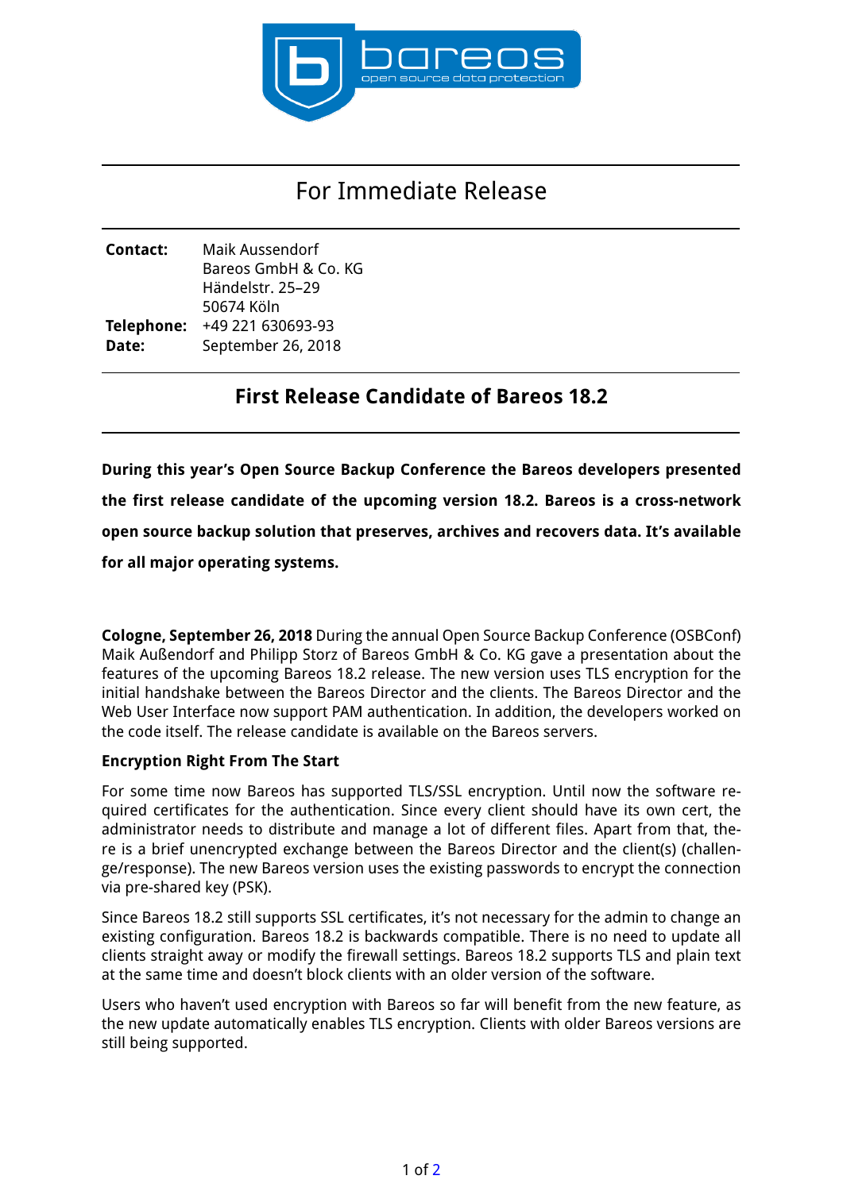# For Immediate Release

| | |
|---|---|
| **Contact:** | Maik Aussendorf<br>Bareos GmbH & Co. KG<br>Händelstr. 25–29<br>50674 Köln |
| **Telephone:** | +49 221 630693-93 |
| **Date:** | September 26, 2018 |

## First Release Candidate of Bareos 18.2

**During this year's Open Source Backup Conference the Bareos developers presented the first release candidate of the upcoming version 18.2. Bareos is a cross-network open source backup solution that preserves, archives and recovers data. It's available for all major operating systems.**

**Cologne, September 26, 2018** During the annual Open Source Backup Conference (OSBConf) Maik Außendorf and Philipp Storz of Bareos GmbH & Co. KG gave a presentation about the features of the upcoming Bareos 18.2 release. The new version uses TLS encryption for the initial handshake between the Bareos Director and the clients. The Bareos Director and the Web User Interface now support PAM authentication. In addition, the developers worked on the code itself. The release candidate is available on the Bareos servers.

### Encryption Right From The Start

For some time now Bareos has supported TLS/SSL encryption. Until now the software required certificates for the authentication. Since every client should have its own cert, the administrator needs to distribute and manage a lot of different files. Apart from that, there is a brief unencrypted exchange between the Bareos Director and the client(s) (challenge/response). The new Bareos version uses the existing passwords to encrypt the connection via pre-shared key (PSK).

Since Bareos 18.2 still supports SSL certificates, it's not necessary for the admin to change an existing configuration. Bareos 18.2 is backwards compatible. There is no need to update all clients straight away or modify the firewall settings. Bareos 18.2 supports TLS and plain text at the same time and doesn't block clients with an older version of the software.

Users who haven't used encryption with Bareos so far will benefit from the new feature, as the new update automatically enables TLS encryption. Clients with older Bareos versions are still being supported.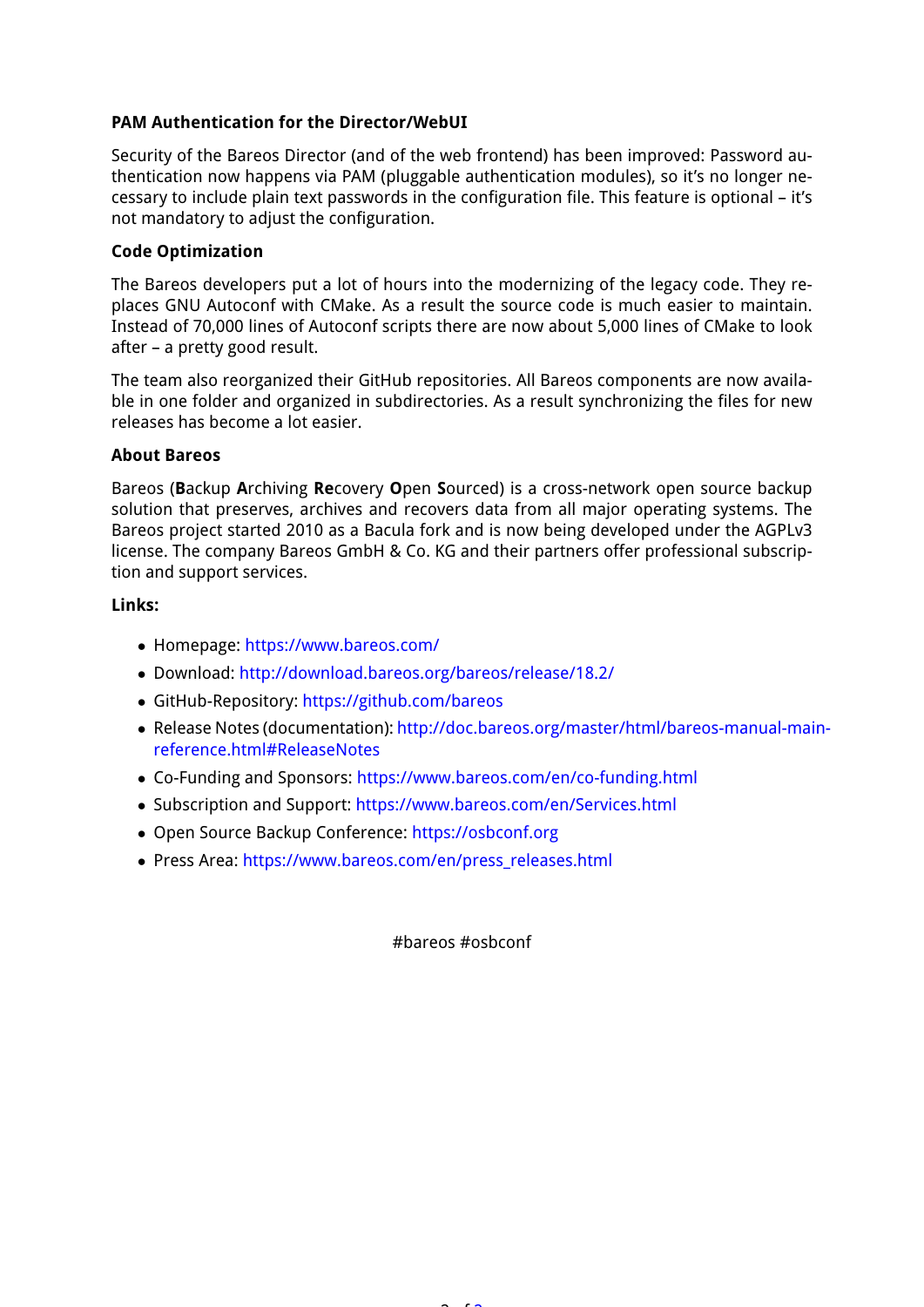**PAM Authentication for the Director/WebUI**

Security of the Bareos Director (and of the web frontend) has been improved: Password authentication now happens via PAM (pluggable authentication modules), so it's no longer necessary to include plain text passwords in the configuration file. This feature is optional – it's not mandatory to adjust the configuration.

**Code Optimization**

The Bareos developers put a lot of hours into the modernizing of the legacy code. They replaces GNU Autoconf with CMake. As a result the source code is much easier to maintain. Instead of 70,000 lines of Autoconf scripts there are now about 5,000 lines of CMake to look after – a pretty good result.

The team also reorganized their GitHub repositories. All Bareos components are now available in one folder and organized in subdirectories. As a result synchronizing the files for new releases has become a lot easier.

**About Bareos**

Bareos (**B**ackup **A**rchiving **Re**covery **O**pen **S**ourced) is a cross-network open source backup solution that preserves, archives and recovers data from all major operating systems. The Bareos project started 2010 as a Bacula fork and is now being developed under the AGPLv3 license. The company Bareos GmbH & Co. KG and their partners offer professional subscription and support services.

**Links:**

- Homepage: https://www.bareos.com/
- Download: http://download.bareos.org/bareos/release/18.2/
- GitHub-Repository: https://github.com/bareos
- Release Notes (documentation): http://doc.bareos.org/master/html/bareos-manual-main-reference.html#ReleaseNotes
- Co-Funding and Sponsors: https://www.bareos.com/en/co-funding.html
- Subscription and Support: https://www.bareos.com/en/Services.html
- Open Source Backup Conference: https://osbconf.org
- Press Area: https://www.bareos.com/en/press_releases.html

#bareos #osbconf